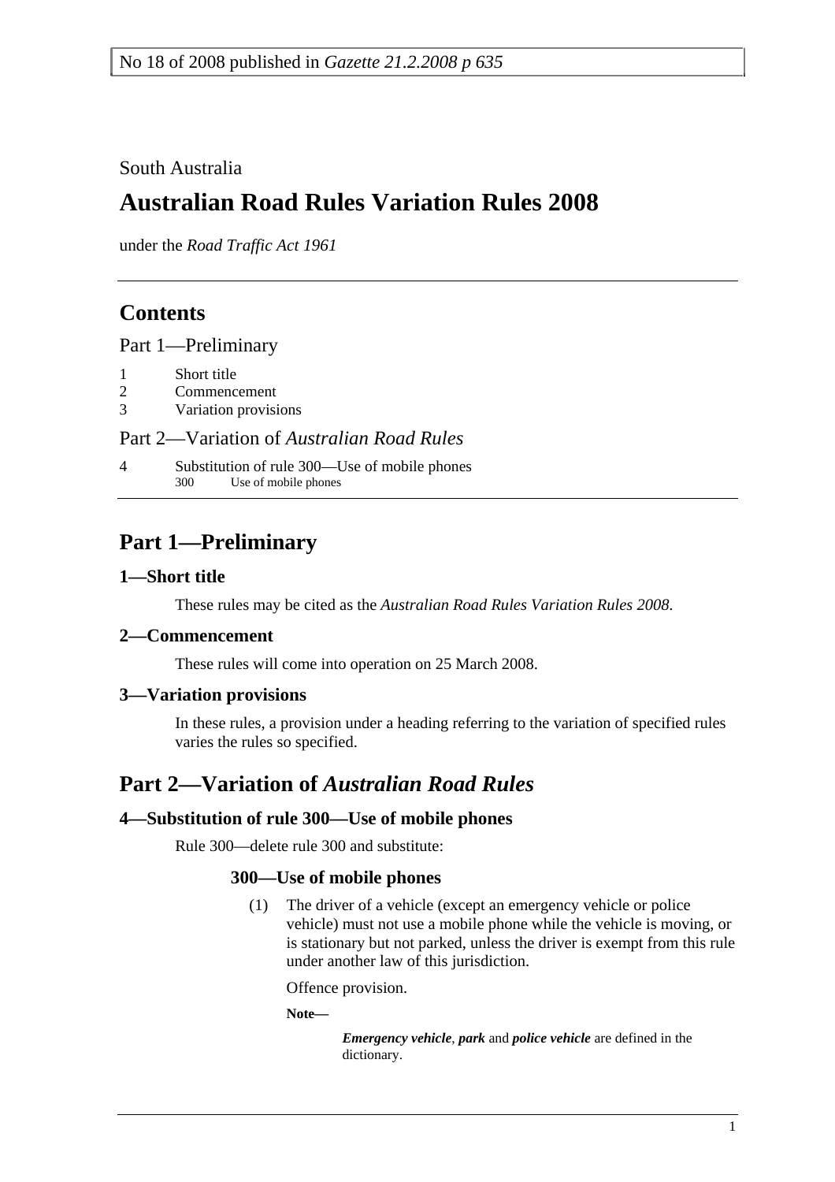No 18 of 2008 published in *Gazette 21.2.2008 p 635*

South Australia

# Australian Road Rules Variation Rules 2008

under the *Road Traffic Act 1961*

## Contents

Part 1—Preliminary

1 Short title
2 Commencement
3 Variation provisions

Part 2—Variation of *Australian Road Rules*

4 Substitution of rule 300—Use of mobile phones
 300 Use of mobile phones

## Part 1—Preliminary

### 1—Short title

These rules may be cited as the *Australian Road Rules Variation Rules 2008*.

### 2—Commencement

These rules will come into operation on 25 March 2008.

### 3—Variation provisions

In these rules, a provision under a heading referring to the variation of specified rules varies the rules so specified.

## Part 2—Variation of *Australian Road Rules*

### 4—Substitution of rule 300—Use of mobile phones

Rule 300—delete rule 300 and substitute:

#### 300—Use of mobile phones

(1) The driver of a vehicle (except an emergency vehicle or police vehicle) must not use a mobile phone while the vehicle is moving, or is stationary but not parked, unless the driver is exempt from this rule under another law of this jurisdiction.

Offence provision.

**Note—**

***Emergency vehicle***, ***park*** and ***police vehicle*** are defined in the dictionary.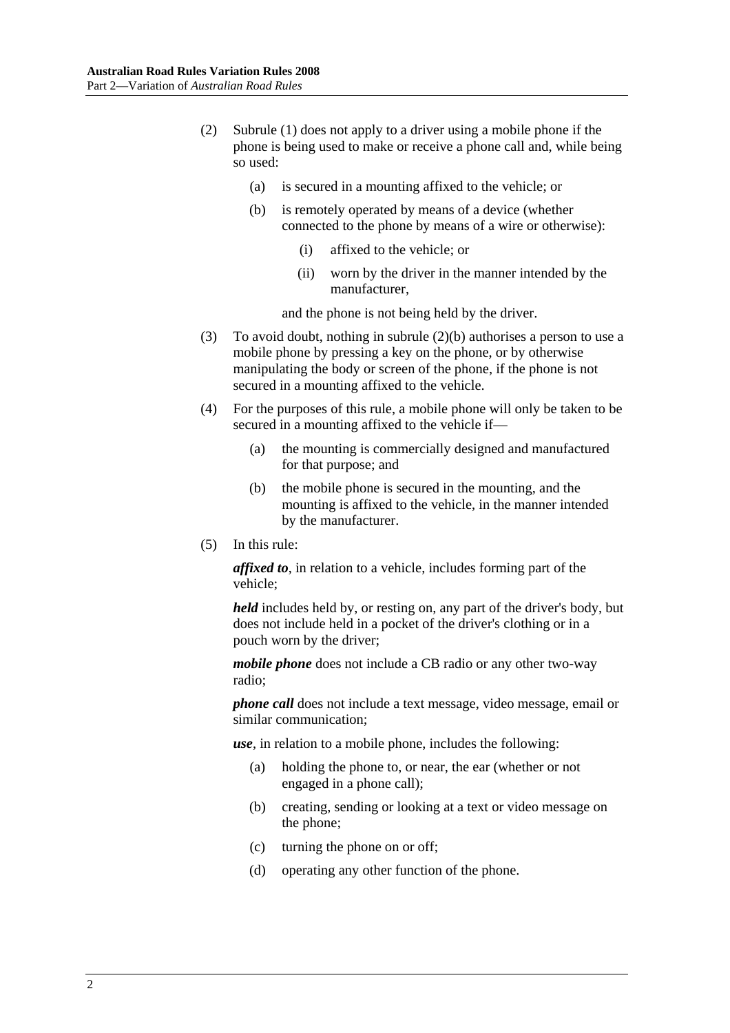(2) Subrule (1) does not apply to a driver using a mobile phone if the phone is being used to make or receive a phone call and, while being so used:

   (a) is secured in a mounting affixed to the vehicle; or

   (b) is remotely operated by means of a device (whether connected to the phone by means of a wire or otherwise):

      (i) affixed to the vehicle; or

      (ii) worn by the driver in the manner intended by the manufacturer,

   and the phone is not being held by the driver.

(3) To avoid doubt, nothing in subrule (2)(b) authorises a person to use a mobile phone by pressing a key on the phone, or by otherwise manipulating the body or screen of the phone, if the phone is not secured in a mounting affixed to the vehicle.

(4) For the purposes of this rule, a mobile phone will only be taken to be secured in a mounting affixed to the vehicle if—

   (a) the mounting is commercially designed and manufactured for that purpose; and

   (b) the mobile phone is secured in the mounting, and the mounting is affixed to the vehicle, in the manner intended by the manufacturer.

(5) In this rule:

***affixed to***, in relation to a vehicle, includes forming part of the vehicle;

***held*** includes held by, or resting on, any part of the driver's body, but does not include held in a pocket of the driver's clothing or in a pouch worn by the driver;

***mobile phone*** does not include a CB radio or any other two-way radio;

***phone call*** does not include a text message, video message, email or similar communication;

***use***, in relation to a mobile phone, includes the following:

   (a) holding the phone to, or near, the ear (whether or not engaged in a phone call);

   (b) creating, sending or looking at a text or video message on the phone;

   (c) turning the phone on or off;

   (d) operating any other function of the phone.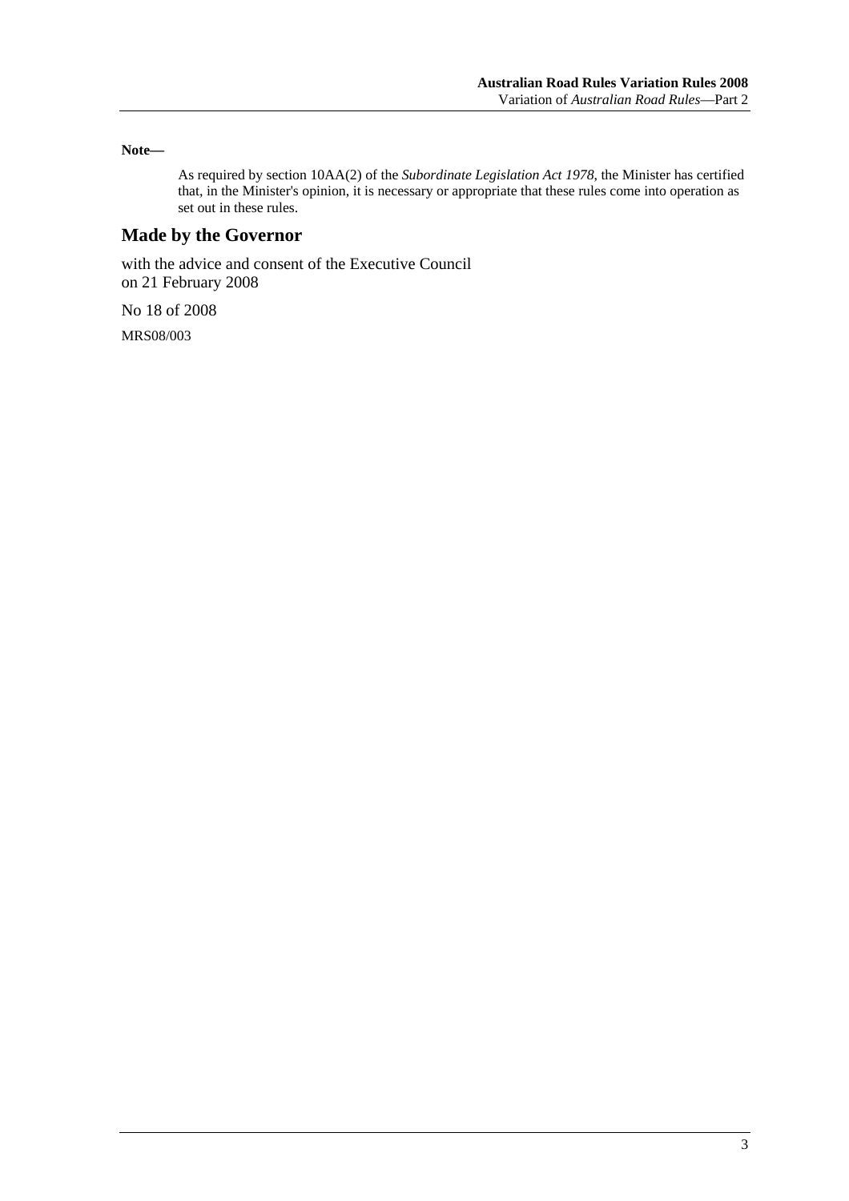**Note—**

As required by section 10AA(2) of the *Subordinate Legislation Act 1978*, the Minister has certified that, in the Minister's opinion, it is necessary or appropriate that these rules come into operation as set out in these rules.

## Made by the Governor

with the advice and consent of the Executive Council
on 21 February 2008

No 18 of 2008

MRS08/003